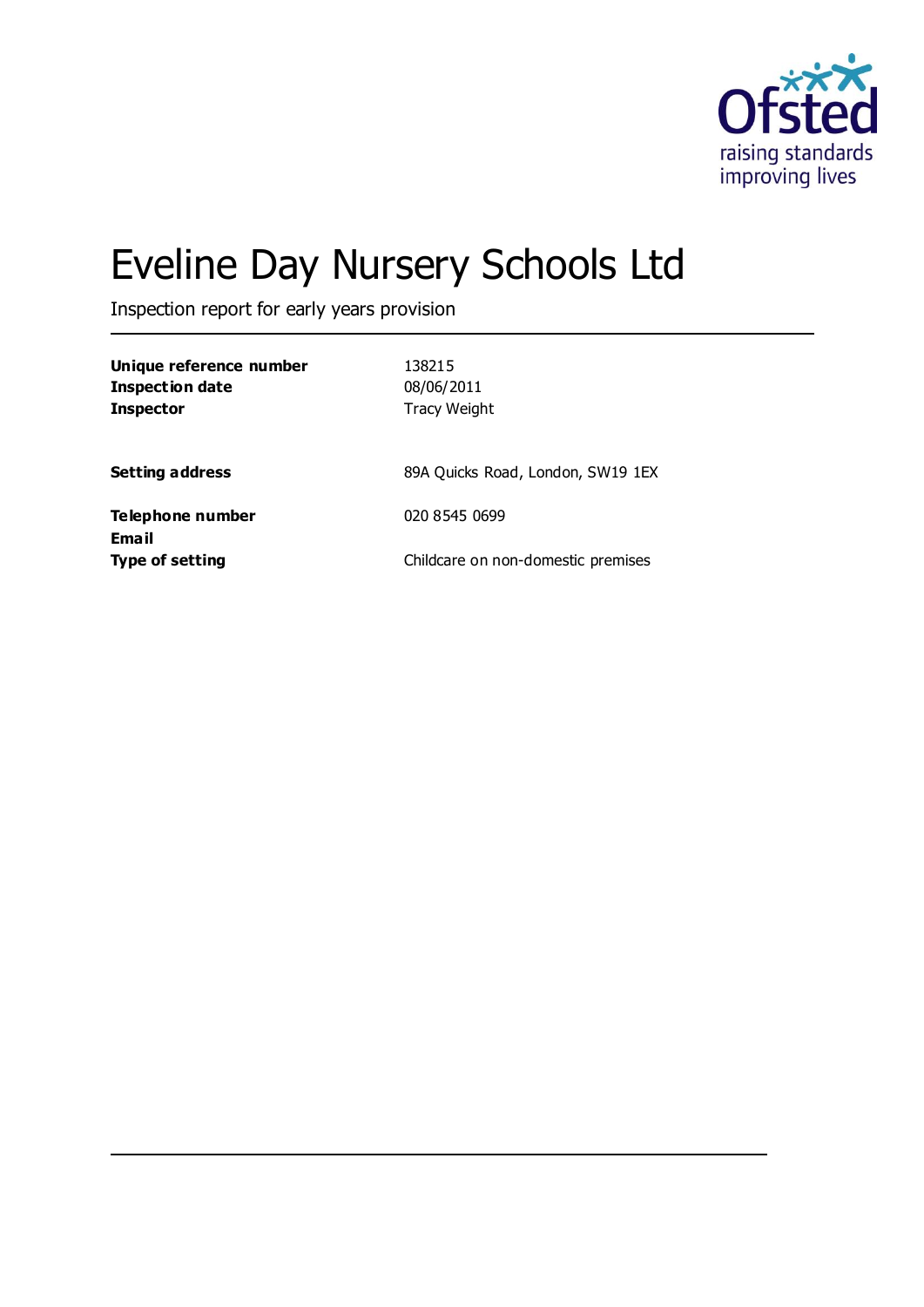# Eveline Day Nursery Schools Ltd

Inspection report for early years provision

| | |
|---|---|
| **Unique reference number** | 138215 |
| **Inspection date** | 08/06/2011 |
| **Inspector** | Tracy Weight |
| | |
| **Setting address** | 89A Quicks Road, London, SW19 1EX |
| | |
| **Telephone number** | 020 8545 0699 |
| **Email** | |
| **Type of setting** | Childcare on non-domestic premises |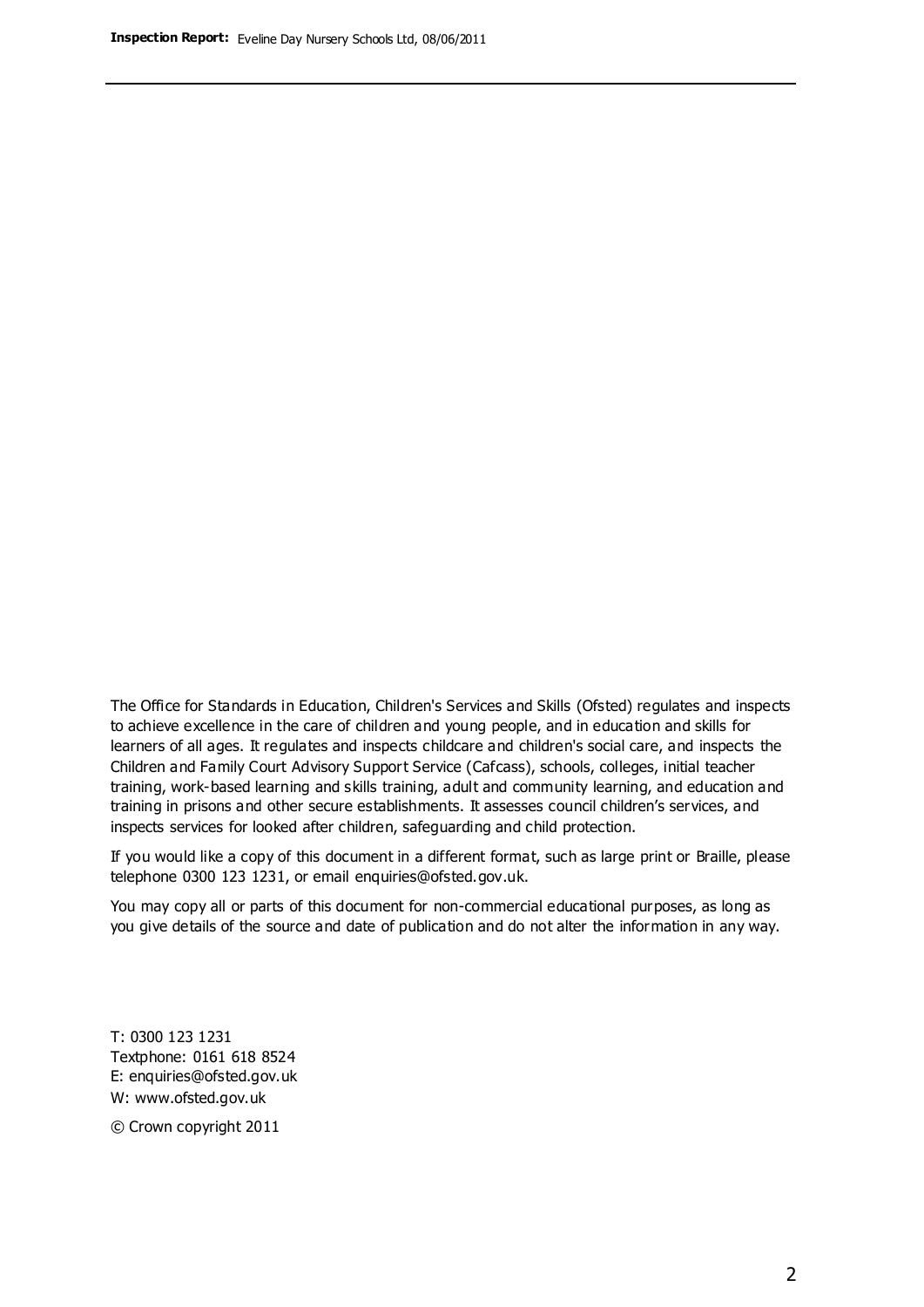The Office for Standards in Education, Children's Services and Skills (Ofsted) regulates and inspects to achieve excellence in the care of children and young people, and in education and skills for learners of all ages. It regulates and inspects childcare and children's social care, and inspects the Children and Family Court Advisory Support Service (Cafcass), schools, colleges, initial teacher training, work-based learning and skills training, adult and community learning, and education and training in prisons and other secure establishments. It assesses council children's services, and inspects services for looked after children, safeguarding and child protection.

If you would like a copy of this document in a different format, such as large print or Braille, please telephone 0300 123 1231, or email enquiries@ofsted.gov.uk.

You may copy all or parts of this document for non-commercial educational purposes, as long as you give details of the source and date of publication and do not alter the information in any way.

T: 0300 123 1231
Textphone: 0161 618 8524
E: enquiries@ofsted.gov.uk
W: www.ofsted.gov.uk

© Crown copyright 2011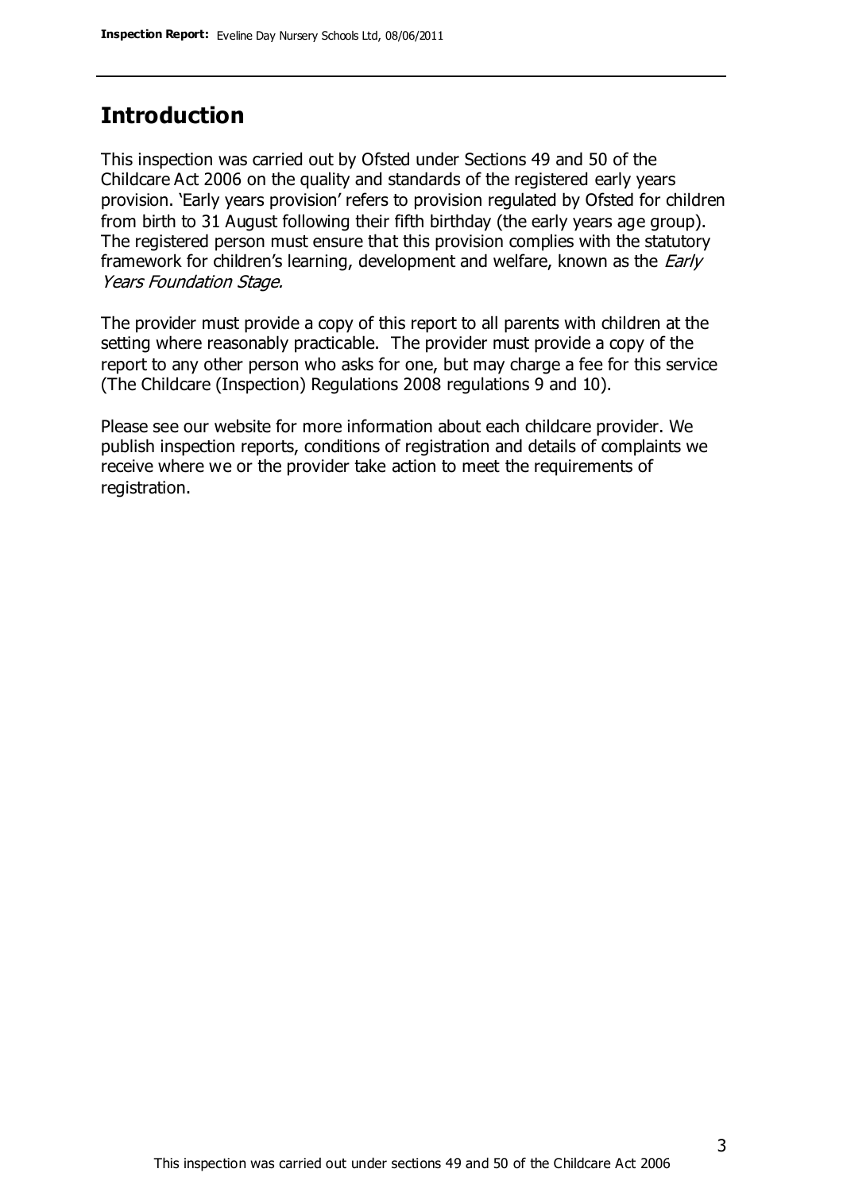## Introduction

This inspection was carried out by Ofsted under Sections 49 and 50 of the Childcare Act 2006 on the quality and standards of the registered early years provision. 'Early years provision' refers to provision regulated by Ofsted for children from birth to 31 August following their fifth birthday (the early years age group). The registered person must ensure that this provision complies with the statutory framework for children's learning, development and welfare, known as the *Early Years Foundation Stage.*

The provider must provide a copy of this report to all parents with children at the setting where reasonably practicable. The provider must provide a copy of the report to any other person who asks for one, but may charge a fee for this service (The Childcare (Inspection) Regulations 2008 regulations 9 and 10).

Please see our website for more information about each childcare provider. We publish inspection reports, conditions of registration and details of complaints we receive where we or the provider take action to meet the requirements of registration.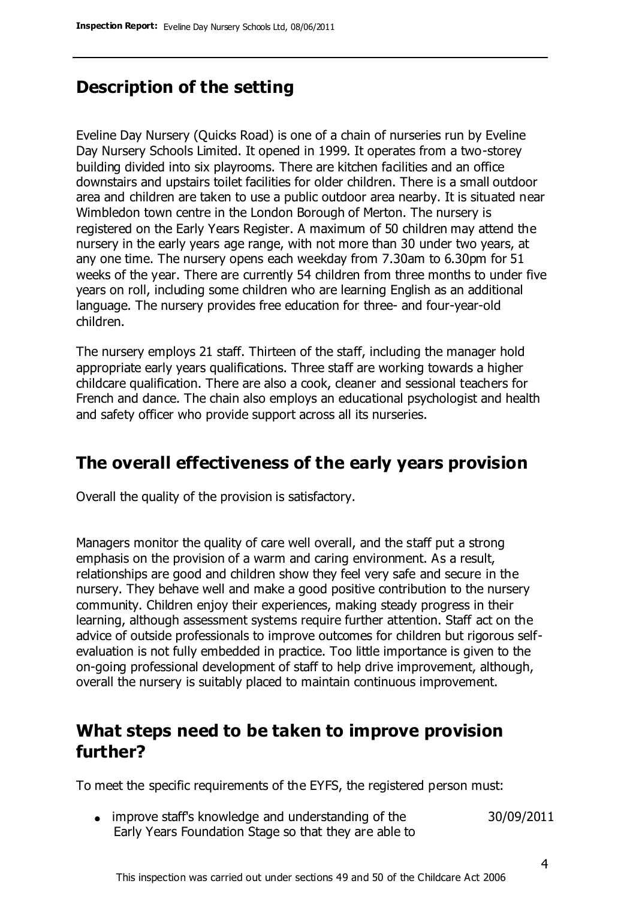## Description of the setting

Eveline Day Nursery (Quicks Road) is one of a chain of nurseries run by Eveline Day Nursery Schools Limited. It opened in 1999. It operates from a two-storey building divided into six playrooms. There are kitchen facilities and an office downstairs and upstairs toilet facilities for older children. There is a small outdoor area and children are taken to use a public outdoor area nearby. It is situated near Wimbledon town centre in the London Borough of Merton. The nursery is registered on the Early Years Register. A maximum of 50 children may attend the nursery in the early years age range, with not more than 30 under two years, at any one time. The nursery opens each weekday from 7.30am to 6.30pm for 51 weeks of the year. There are currently 54 children from three months to under five years on roll, including some children who are learning English as an additional language. The nursery provides free education for three- and four-year-old children.

The nursery employs 21 staff. Thirteen of the staff, including the manager hold appropriate early years qualifications. Three staff are working towards a higher childcare qualification. There are also a cook, cleaner and sessional teachers for French and dance. The chain also employs an educational psychologist and health and safety officer who provide support across all its nurseries.

## The overall effectiveness of the early years provision

Overall the quality of the provision is satisfactory.

Managers monitor the quality of care well overall, and the staff put a strong emphasis on the provision of a warm and caring environment. As a result, relationships are good and children show they feel very safe and secure in the nursery. They behave well and make a good positive contribution to the nursery community. Children enjoy their experiences, making steady progress in their learning, although assessment systems require further attention. Staff act on the advice of outside professionals to improve outcomes for children but rigorous self-evaluation is not fully embedded in practice. Too little importance is given to the on-going professional development of staff to help drive improvement, although, overall the nursery is suitably placed to maintain continuous improvement.

## What steps need to be taken to improve provision further?

To meet the specific requirements of the EYFS, the registered person must:

- improve staff's knowledge and understanding of the Early Years Foundation Stage so that they are able to — 30/09/2011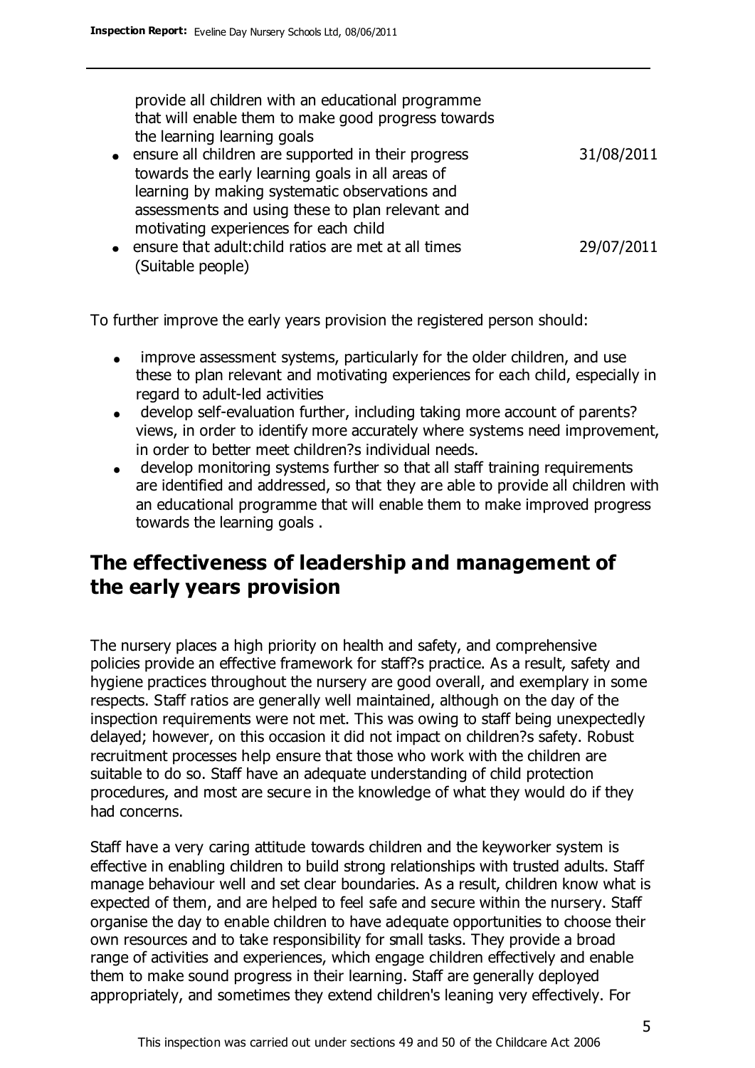provide all children with an educational programme that will enable them to make good progress towards the learning learning goals

| | |
|---|---|
| • ensure all children are supported in their progress towards the early learning goals in all areas of learning by making systematic observations and assessments and using these to plan relevant and motivating experiences for each child | 31/08/2011 |
| • ensure that adult:child ratios are met at all times (Suitable people) | 29/07/2011 |

To further improve the early years provision the registered person should:

- improve assessment systems, particularly for the older children, and use these to plan relevant and motivating experiences for each child, especially in regard to adult-led activities
- develop self-evaluation further, including taking more account of parents? views, in order to identify more accurately where systems need improvement, in order to better meet children?s individual needs.
- develop monitoring systems further so that all staff training requirements are identified and addressed, so that they are able to provide all children with an educational programme that will enable them to make improved progress towards the learning goals .

## The effectiveness of leadership and management of the early years provision

The nursery places a high priority on health and safety, and comprehensive policies provide an effective framework for staff?s practice. As a result, safety and hygiene practices throughout the nursery are good overall, and exemplary in some respects. Staff ratios are generally well maintained, although on the day of the inspection requirements were not met. This was owing to staff being unexpectedly delayed; however, on this occasion it did not impact on children?s safety. Robust recruitment processes help ensure that those who work with the children are suitable to do so. Staff have an adequate understanding of child protection procedures, and most are secure in the knowledge of what they would do if they had concerns.

Staff have a very caring attitude towards children and the keyworker system is effective in enabling children to build strong relationships with trusted adults. Staff manage behaviour well and set clear boundaries. As a result, children know what is expected of them, and are helped to feel safe and secure within the nursery. Staff organise the day to enable children to have adequate opportunities to choose their own resources and to take responsibility for small tasks. They provide a broad range of activities and experiences, which engage children effectively and enable them to make sound progress in their learning. Staff are generally deployed appropriately, and sometimes they extend children's leaning very effectively. For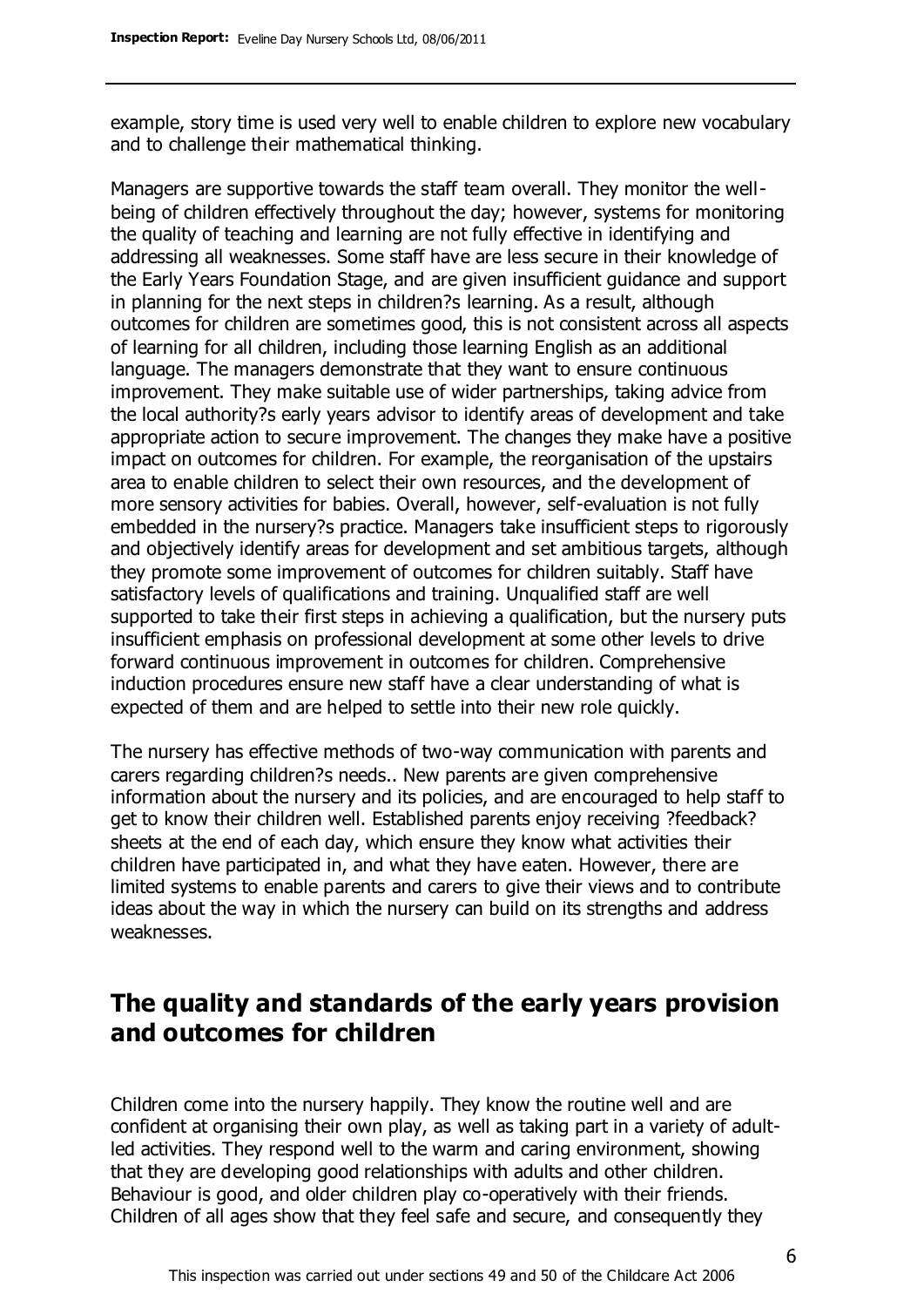example, story time is used very well to enable children to explore new vocabulary and to challenge their mathematical thinking.

Managers are supportive towards the staff team overall. They monitor the well-being of children effectively throughout the day; however, systems for monitoring the quality of teaching and learning are not fully effective in identifying and addressing all weaknesses. Some staff have are less secure in their knowledge of the Early Years Foundation Stage, and are given insufficient guidance and support in planning for the next steps in children?s learning. As a result, although outcomes for children are sometimes good, this is not consistent across all aspects of learning for all children, including those learning English as an additional language. The managers demonstrate that they want to ensure continuous improvement. They make suitable use of wider partnerships, taking advice from the local authority?s early years advisor to identify areas of development and take appropriate action to secure improvement. The changes they make have a positive impact on outcomes for children. For example, the reorganisation of the upstairs area to enable children to select their own resources, and the development of more sensory activities for babies. Overall, however, self-evaluation is not fully embedded in the nursery?s practice. Managers take insufficient steps to rigorously and objectively identify areas for development and set ambitious targets, although they promote some improvement of outcomes for children suitably. Staff have satisfactory levels of qualifications and training. Unqualified staff are well supported to take their first steps in achieving a qualification, but the nursery puts insufficient emphasis on professional development at some other levels to drive forward continuous improvement in outcomes for children. Comprehensive induction procedures ensure new staff have a clear understanding of what is expected of them and are helped to settle into their new role quickly.

The nursery has effective methods of two-way communication with parents and carers regarding children?s needs.. New parents are given comprehensive information about the nursery and its policies, and are encouraged to help staff to get to know their children well. Established parents enjoy receiving ?feedback? sheets at the end of each day, which ensure they know what activities their children have participated in, and what they have eaten. However, there are limited systems to enable parents and carers to give their views and to contribute ideas about the way in which the nursery can build on its strengths and address weaknesses.

## The quality and standards of the early years provision and outcomes for children

Children come into the nursery happily. They know the routine well and are confident at organising their own play, as well as taking part in a variety of adult-led activities. They respond well to the warm and caring environment, showing that they are developing good relationships with adults and other children. Behaviour is good, and older children play co-operatively with their friends. Children of all ages show that they feel safe and secure, and consequently they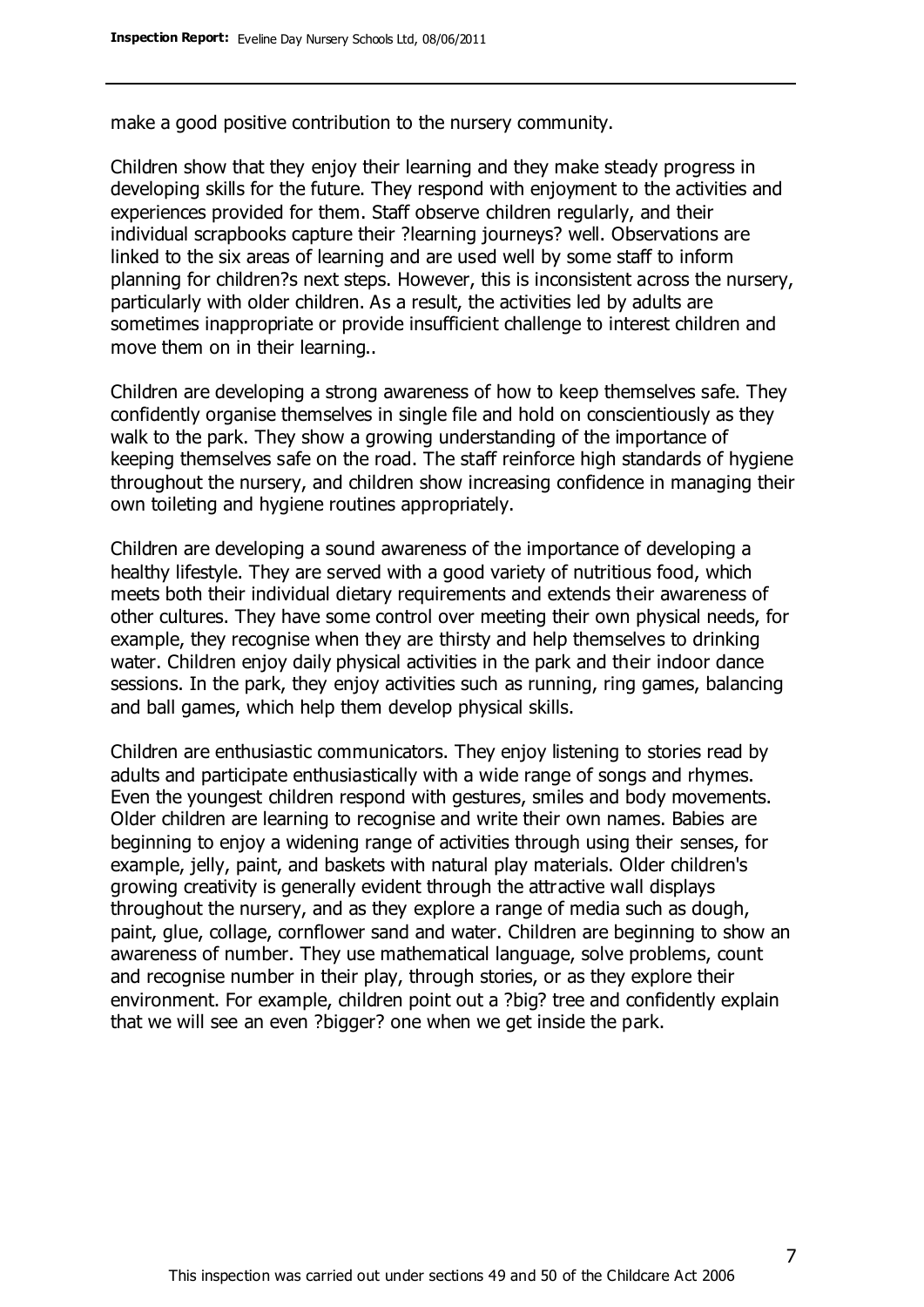make a good positive contribution to the nursery community.

Children show that they enjoy their learning and they make steady progress in developing skills for the future. They respond with enjoyment to the activities and experiences provided for them. Staff observe children regularly, and their individual scrapbooks capture their ?learning journeys? well. Observations are linked to the six areas of learning and are used well by some staff to inform planning for children?s next steps. However, this is inconsistent across the nursery, particularly with older children. As a result, the activities led by adults are sometimes inappropriate or provide insufficient challenge to interest children and move them on in their learning..

Children are developing a strong awareness of how to keep themselves safe. They confidently organise themselves in single file and hold on conscientiously as they walk to the park. They show a growing understanding of the importance of keeping themselves safe on the road. The staff reinforce high standards of hygiene throughout the nursery, and children show increasing confidence in managing their own toileting and hygiene routines appropriately.

Children are developing a sound awareness of the importance of developing a healthy lifestyle. They are served with a good variety of nutritious food, which meets both their individual dietary requirements and extends their awareness of other cultures. They have some control over meeting their own physical needs, for example, they recognise when they are thirsty and help themselves to drinking water. Children enjoy daily physical activities in the park and their indoor dance sessions. In the park, they enjoy activities such as running, ring games, balancing and ball games, which help them develop physical skills.

Children are enthusiastic communicators. They enjoy listening to stories read by adults and participate enthusiastically with a wide range of songs and rhymes. Even the youngest children respond with gestures, smiles and body movements. Older children are learning to recognise and write their own names. Babies are beginning to enjoy a widening range of activities through using their senses, for example, jelly, paint, and baskets with natural play materials. Older children's growing creativity is generally evident through the attractive wall displays throughout the nursery, and as they explore a range of media such as dough, paint, glue, collage, cornflower sand and water. Children are beginning to show an awareness of number. They use mathematical language, solve problems, count and recognise number in their play, through stories, or as they explore their environment. For example, children point out a ?big? tree and confidently explain that we will see an even ?bigger? one when we get inside the park.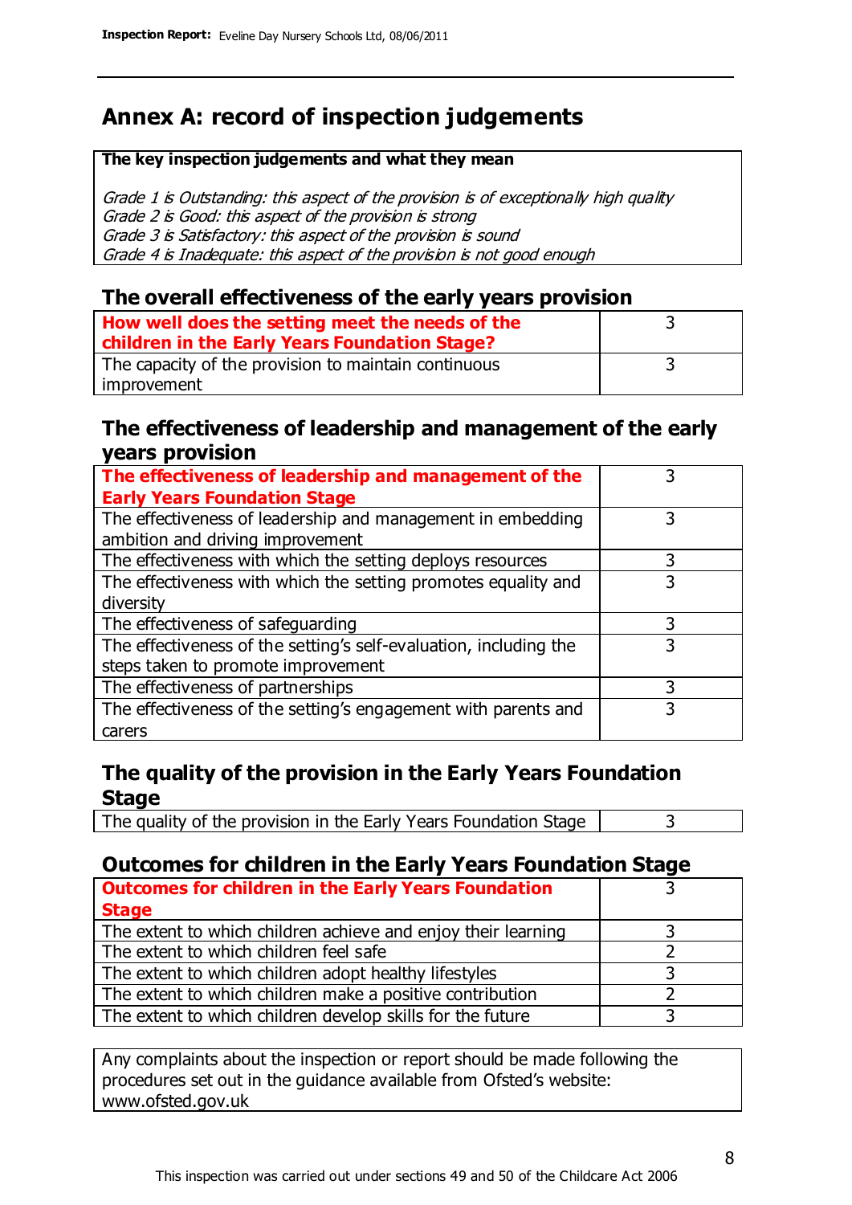# Annex A: record of inspection judgements

**The key inspection judgements and what they mean**

*Grade 1 is Outstanding: this aspect of the provision is of exceptionally high quality*
*Grade 2 is Good: this aspect of the provision is strong*
*Grade 3 is Satisfactory: this aspect of the provision is sound*
*Grade 4 is Inadequate: this aspect of the provision is not good enough*

## The overall effectiveness of the early years provision

| | |
|---|---|
| **How well does the setting meet the needs of the children in the Early Years Foundation Stage?** | 3 |
| The capacity of the provision to maintain continuous improvement | 3 |

## The effectiveness of leadership and management of the early years provision

| | |
|---|---|
| **The effectiveness of leadership and management of the Early Years Foundation Stage** | 3 |
| The effectiveness of leadership and management in embedding ambition and driving improvement | 3 |
| The effectiveness with which the setting deploys resources | 3 |
| The effectiveness with which the setting promotes equality and diversity | 3 |
| The effectiveness of safeguarding | 3 |
| The effectiveness of the setting's self-evaluation, including the steps taken to promote improvement | 3 |
| The effectiveness of partnerships | 3 |
| The effectiveness of the setting's engagement with parents and carers | 3 |

## The quality of the provision in the Early Years Foundation Stage

| | |
|---|---|
| The quality of the provision in the Early Years Foundation Stage | 3 |

## Outcomes for children in the Early Years Foundation Stage

| | |
|---|---|
| **Outcomes for children in the Early Years Foundation Stage** | 3 |
| The extent to which children achieve and enjoy their learning | 3 |
| The extent to which children feel safe | 2 |
| The extent to which children adopt healthy lifestyles | 3 |
| The extent to which children make a positive contribution | 2 |
| The extent to which children develop skills for the future | 3 |

Any complaints about the inspection or report should be made following the procedures set out in the guidance available from Ofsted's website: www.ofsted.gov.uk

This inspection was carried out under sections 49 and 50 of the Childcare Act 2006